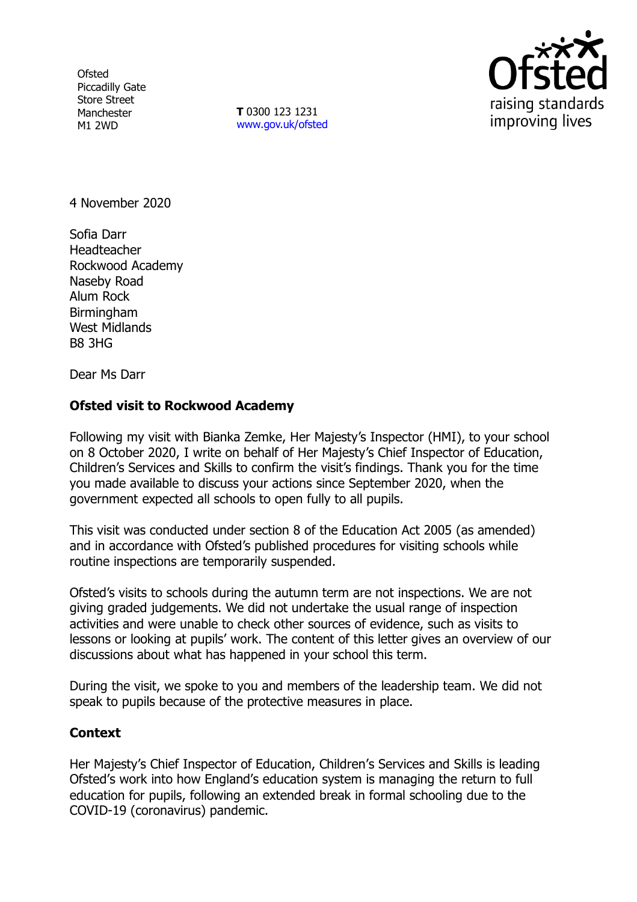Ofsted
Piccadilly Gate
Store Street
Manchester
M1 2WD

**T** 0300 123 1231
www.gov.uk/ofsted

4 November 2020

Sofia Darr
Headteacher
Rockwood Academy
Naseby Road
Alum Rock
Birmingham
West Midlands
B8 3HG

Dear Ms Darr

**Ofsted visit to Rockwood Academy**

Following my visit with Bianka Zemke, Her Majesty's Inspector (HMI), to your school on 8 October 2020, I write on behalf of Her Majesty's Chief Inspector of Education, Children's Services and Skills to confirm the visit's findings. Thank you for the time you made available to discuss your actions since September 2020, when the government expected all schools to open fully to all pupils.

This visit was conducted under section 8 of the Education Act 2005 (as amended) and in accordance with Ofsted's published procedures for visiting schools while routine inspections are temporarily suspended.

Ofsted's visits to schools during the autumn term are not inspections. We are not giving graded judgements. We did not undertake the usual range of inspection activities and were unable to check other sources of evidence, such as visits to lessons or looking at pupils' work. The content of this letter gives an overview of our discussions about what has happened in your school this term.

During the visit, we spoke to you and members of the leadership team. We did not speak to pupils because of the protective measures in place.

**Context**

Her Majesty's Chief Inspector of Education, Children's Services and Skills is leading Ofsted's work into how England's education system is managing the return to full education for pupils, following an extended break in formal schooling due to the COVID-19 (coronavirus) pandemic.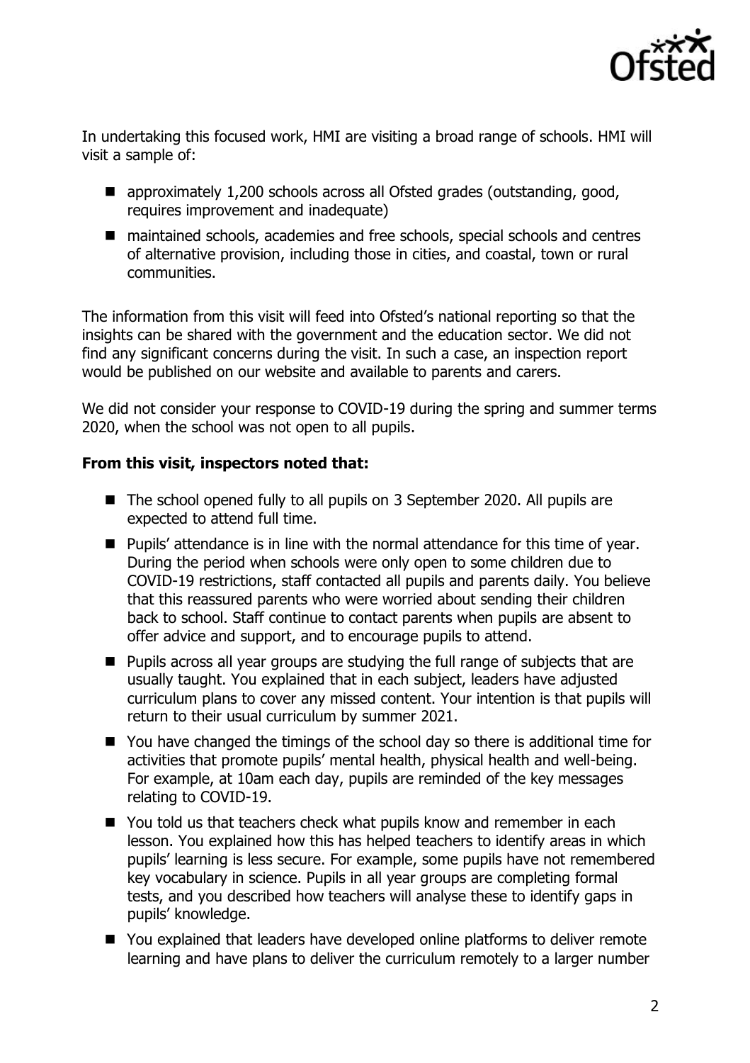In undertaking this focused work, HMI are visiting a broad range of schools. HMI will visit a sample of:

- approximately 1,200 schools across all Ofsted grades (outstanding, good, requires improvement and inadequate)
- maintained schools, academies and free schools, special schools and centres of alternative provision, including those in cities, and coastal, town or rural communities.

The information from this visit will feed into Ofsted's national reporting so that the insights can be shared with the government and the education sector. We did not find any significant concerns during the visit. In such a case, an inspection report would be published on our website and available to parents and carers.

We did not consider your response to COVID-19 during the spring and summer terms 2020, when the school was not open to all pupils.

**From this visit, inspectors noted that:**

- The school opened fully to all pupils on 3 September 2020. All pupils are expected to attend full time.
- Pupils' attendance is in line with the normal attendance for this time of year. During the period when schools were only open to some children due to COVID-19 restrictions, staff contacted all pupils and parents daily. You believe that this reassured parents who were worried about sending their children back to school. Staff continue to contact parents when pupils are absent to offer advice and support, and to encourage pupils to attend.
- Pupils across all year groups are studying the full range of subjects that are usually taught. You explained that in each subject, leaders have adjusted curriculum plans to cover any missed content. Your intention is that pupils will return to their usual curriculum by summer 2021.
- You have changed the timings of the school day so there is additional time for activities that promote pupils' mental health, physical health and well-being. For example, at 10am each day, pupils are reminded of the key messages relating to COVID-19.
- You told us that teachers check what pupils know and remember in each lesson. You explained how this has helped teachers to identify areas in which pupils' learning is less secure. For example, some pupils have not remembered key vocabulary in science. Pupils in all year groups are completing formal tests, and you described how teachers will analyse these to identify gaps in pupils' knowledge.
- You explained that leaders have developed online platforms to deliver remote learning and have plans to deliver the curriculum remotely to a larger number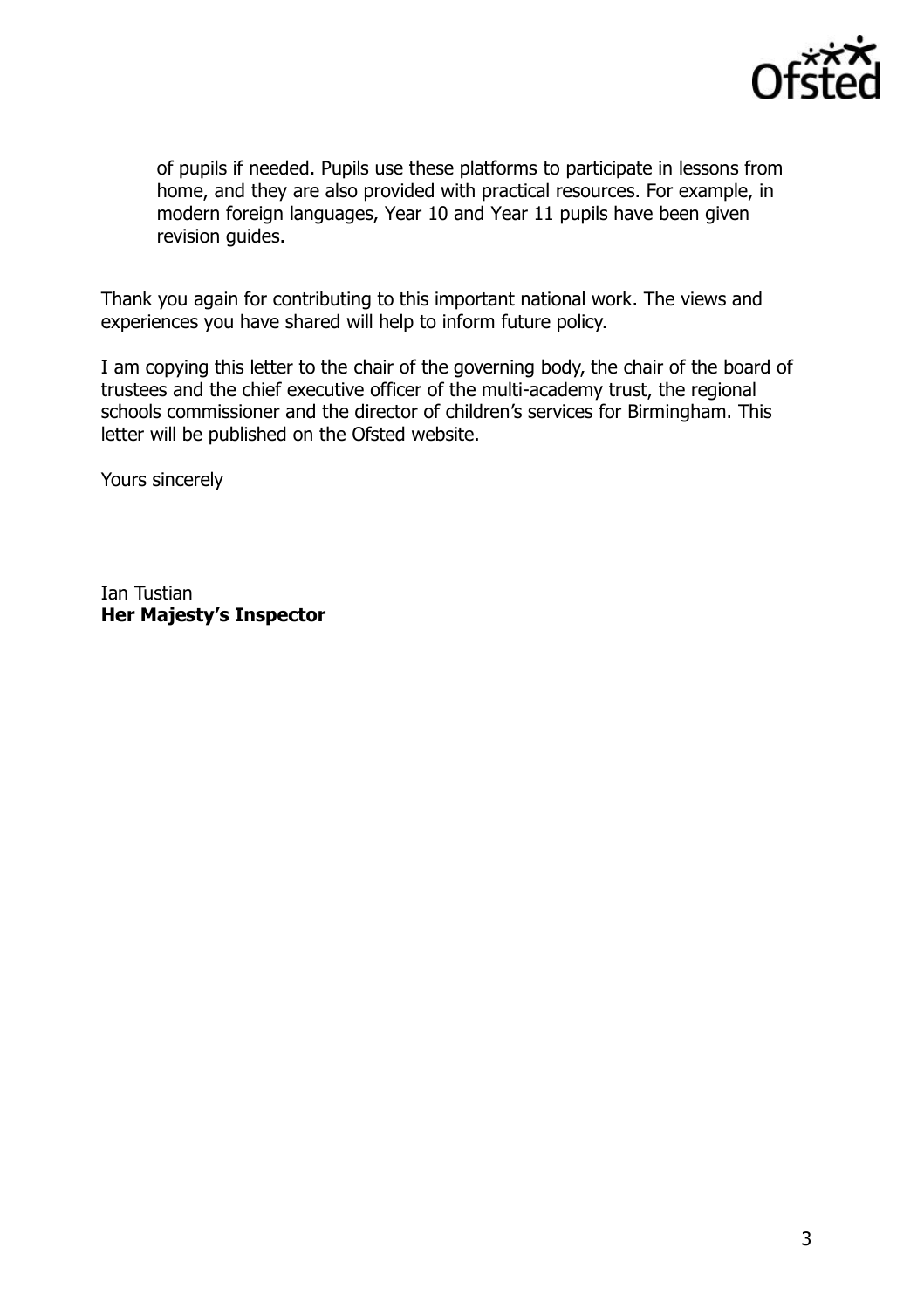of pupils if needed. Pupils use these platforms to participate in lessons from home, and they are also provided with practical resources. For example, in modern foreign languages, Year 10 and Year 11 pupils have been given revision guides.

Thank you again for contributing to this important national work. The views and experiences you have shared will help to inform future policy.

I am copying this letter to the chair of the governing body, the chair of the board of trustees and the chief executive officer of the multi-academy trust, the regional schools commissioner and the director of children's services for Birmingham. This letter will be published on the Ofsted website.

Yours sincerely

Ian Tustian
**Her Majesty's Inspector**